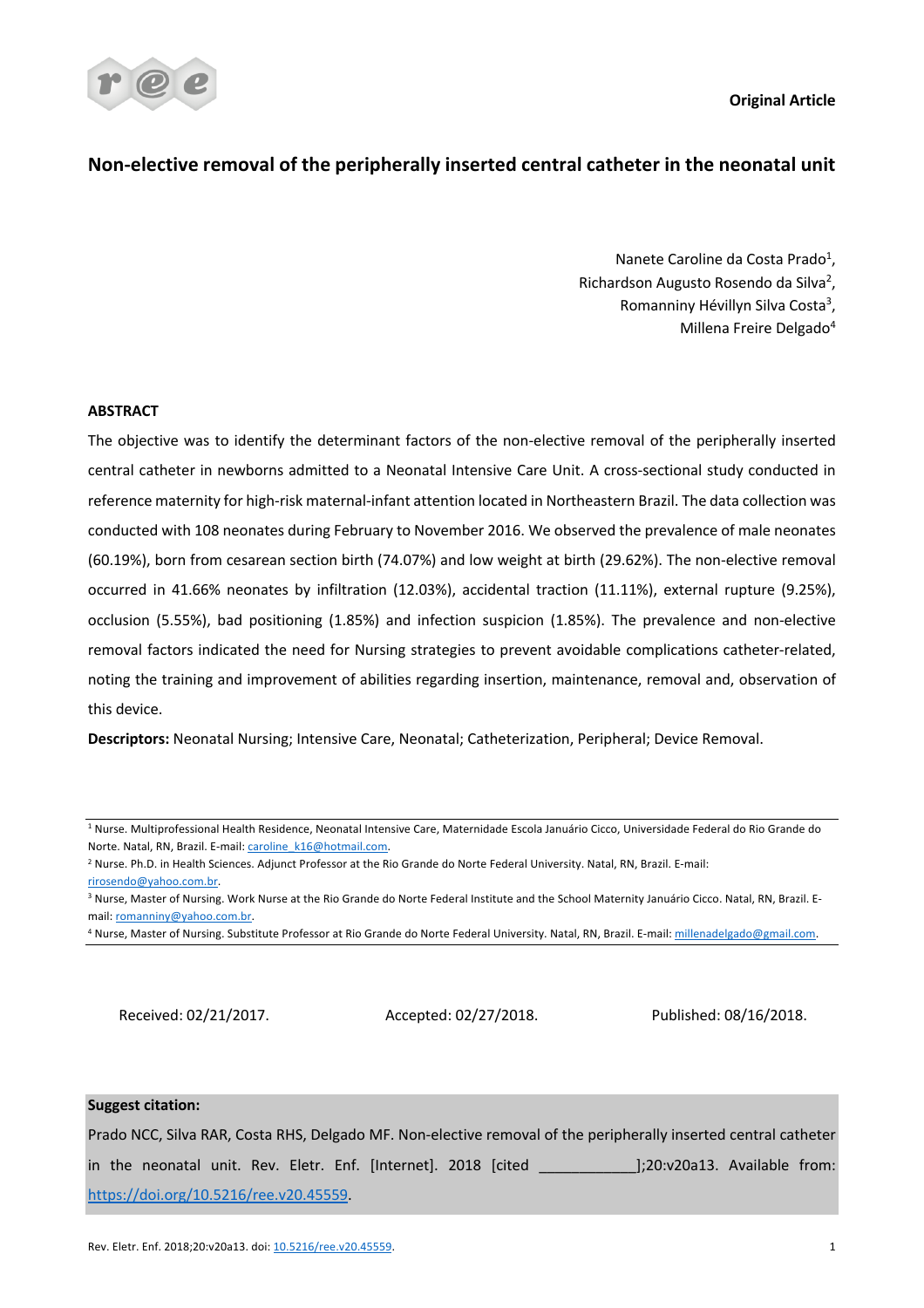**Original Article**

# Non-elective removal of the peripherally inserted central catheter in the neonatal unit

Nanete Caroline da Costa Prado[1],
Richardson Augusto Rosendo da Silva[2],
Romanniny Hévillyn Silva Costa[3],
Millena Freire Delgado[4]

## ABSTRACT

The objective was to identify the determinant factors of the non-elective removal of the peripherally inserted central catheter in newborns admitted to a Neonatal Intensive Care Unit. A cross-sectional study conducted in reference maternity for high-risk maternal-infant attention located in Northeastern Brazil. The data collection was conducted with 108 neonates during February to November 2016. We observed the prevalence of male neonates (60.19%), born from cesarean section birth (74.07%) and low weight at birth (29.62%). The non-elective removal occurred in 41.66% neonates by infiltration (12.03%), accidental traction (11.11%), external rupture (9.25%), occlusion (5.55%), bad positioning (1.85%) and infection suspicion (1.85%). The prevalence and non-elective removal factors indicated the need for Nursing strategies to prevent avoidable complications catheter-related, noting the training and improvement of abilities regarding insertion, maintenance, removal and, observation of this device.

**Descriptors:** Neonatal Nursing; Intensive Care, Neonatal; Catheterization, Peripheral; Device Removal.

---

[1] Nurse. Multiprofessional Health Residence, Neonatal Intensive Care, Maternidade Escola Januário Cicco, Universidade Federal do Rio Grande do Norte. Natal, RN, Brazil. E-mail: caroline_k16@hotmail.com.

[2] Nurse. Ph.D. in Health Sciences. Adjunct Professor at the Rio Grande do Norte Federal University. Natal, RN, Brazil. E-mail: rirosendo@yahoo.com.br.

[3] Nurse, Master of Nursing. Work Nurse at the Rio Grande do Norte Federal Institute and the School Maternity Januário Cicco. Natal, RN, Brazil. E-mail: romanniny@yahoo.com.br.

[4] Nurse, Master of Nursing. Substitute Professor at Rio Grande do Norte Federal University. Natal, RN, Brazil. E-mail: millenadelgado@gmail.com.

Received: 02/21/2017. Accepted: 02/27/2018. Published: 08/16/2018.

**Suggest citation:**

Prado NCC, Silva RAR, Costa RHS, Delgado MF. Non-elective removal of the peripherally inserted central catheter in the neonatal unit. Rev. Eletr. Enf. [Internet]. 2018 [cited ___________];20:v20a13. Available from: https://doi.org/10.5216/ree.v20.45559.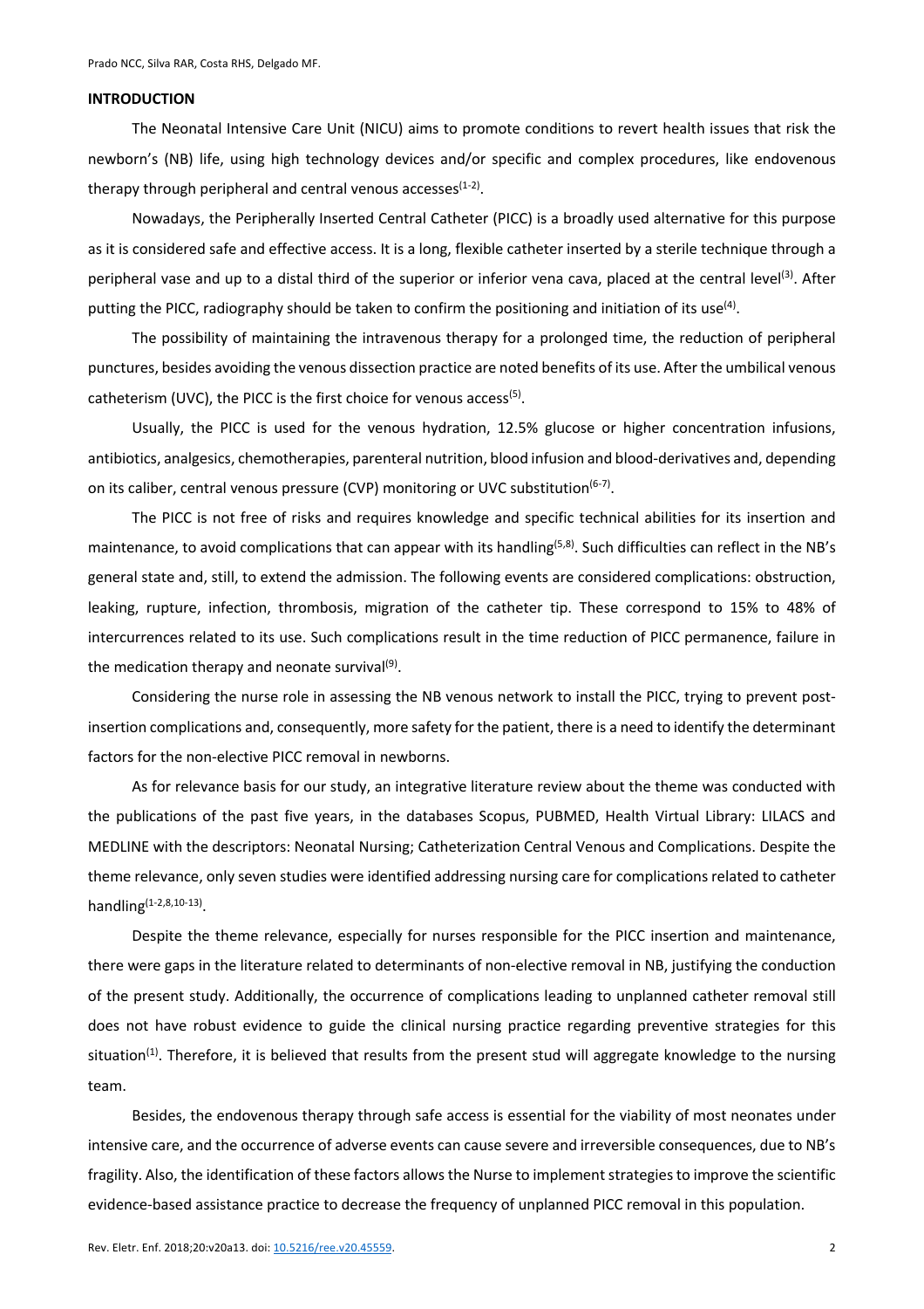## INTRODUCTION

The Neonatal Intensive Care Unit (NICU) aims to promote conditions to revert health issues that risk the newborn's (NB) life, using high technology devices and/or specific and complex procedures, like endovenous therapy through peripheral and central venous accesses[1-2].

Nowadays, the Peripherally Inserted Central Catheter (PICC) is a broadly used alternative for this purpose as it is considered safe and effective access. It is a long, flexible catheter inserted by a sterile technique through a peripheral vase and up to a distal third of the superior or inferior vena cava, placed at the central level[3]. After putting the PICC, radiography should be taken to confirm the positioning and initiation of its use[4].

The possibility of maintaining the intravenous therapy for a prolonged time, the reduction of peripheral punctures, besides avoiding the venous dissection practice are noted benefits of its use. After the umbilical venous catheterism (UVC), the PICC is the first choice for venous access[5].

Usually, the PICC is used for the venous hydration, 12.5% glucose or higher concentration infusions, antibiotics, analgesics, chemotherapies, parenteral nutrition, blood infusion and blood-derivatives and, depending on its caliber, central venous pressure (CVP) monitoring or UVC substitution[6-7].

The PICC is not free of risks and requires knowledge and specific technical abilities for its insertion and maintenance, to avoid complications that can appear with its handling[5,8]. Such difficulties can reflect in the NB's general state and, still, to extend the admission. The following events are considered complications: obstruction, leaking, rupture, infection, thrombosis, migration of the catheter tip. These correspond to 15% to 48% of intercurrences related to its use. Such complications result in the time reduction of PICC permanence, failure in the medication therapy and neonate survival[9].

Considering the nurse role in assessing the NB venous network to install the PICC, trying to prevent post-insertion complications and, consequently, more safety for the patient, there is a need to identify the determinant factors for the non-elective PICC removal in newborns.

As for relevance basis for our study, an integrative literature review about the theme was conducted with the publications of the past five years, in the databases Scopus, PUBMED, Health Virtual Library: LILACS and MEDLINE with the descriptors: Neonatal Nursing; Catheterization Central Venous and Complications. Despite the theme relevance, only seven studies were identified addressing nursing care for complications related to catheter handling[1-2,8,10-13].

Despite the theme relevance, especially for nurses responsible for the PICC insertion and maintenance, there were gaps in the literature related to determinants of non-elective removal in NB, justifying the conduction of the present study. Additionally, the occurrence of complications leading to unplanned catheter removal still does not have robust evidence to guide the clinical nursing practice regarding preventive strategies for this situation[1]. Therefore, it is believed that results from the present stud will aggregate knowledge to the nursing team.

Besides, the endovenous therapy through safe access is essential for the viability of most neonates under intensive care, and the occurrence of adverse events can cause severe and irreversible consequences, due to NB's fragility. Also, the identification of these factors allows the Nurse to implement strategies to improve the scientific evidence-based assistance practice to decrease the frequency of unplanned PICC removal in this population.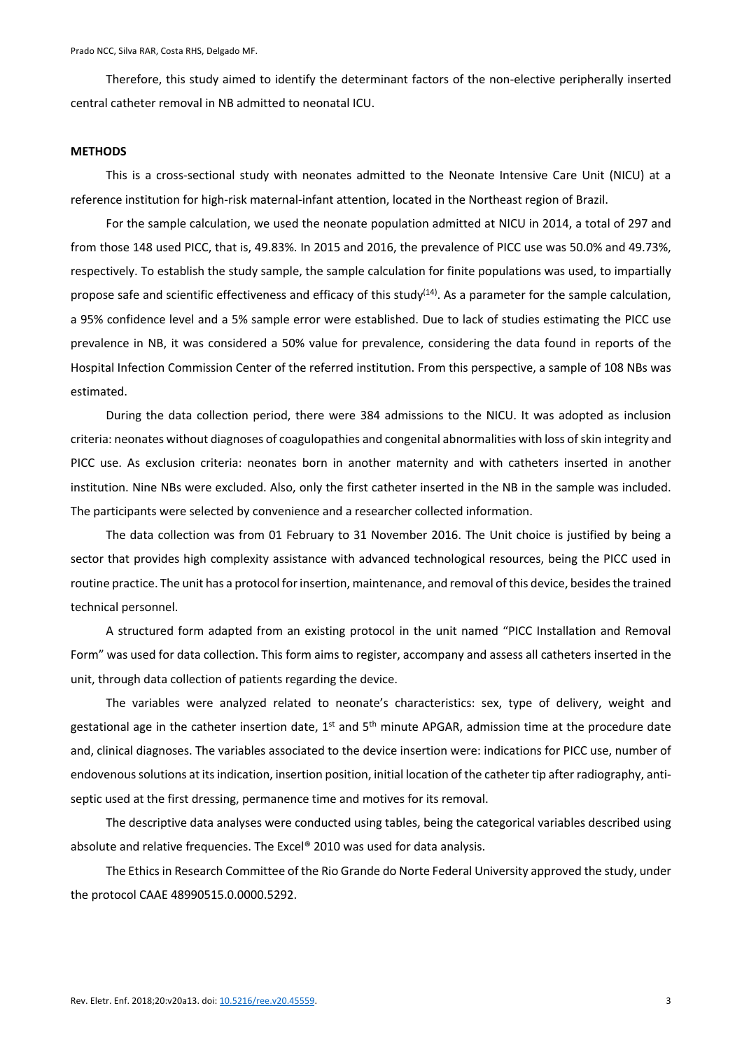Therefore, this study aimed to identify the determinant factors of the non-elective peripherally inserted central catheter removal in NB admitted to neonatal ICU.

## METHODS

This is a cross-sectional study with neonates admitted to the Neonate Intensive Care Unit (NICU) at a reference institution for high-risk maternal-infant attention, located in the Northeast region of Brazil.

For the sample calculation, we used the neonate population admitted at NICU in 2014, a total of 297 and from those 148 used PICC, that is, 49.83%. In 2015 and 2016, the prevalence of PICC use was 50.0% and 49.73%, respectively. To establish the study sample, the sample calculation for finite populations was used, to impartially propose safe and scientific effectiveness and efficacy of this study[14]. As a parameter for the sample calculation, a 95% confidence level and a 5% sample error were established. Due to lack of studies estimating the PICC use prevalence in NB, it was considered a 50% value for prevalence, considering the data found in reports of the Hospital Infection Commission Center of the referred institution. From this perspective, a sample of 108 NBs was estimated.

During the data collection period, there were 384 admissions to the NICU. It was adopted as inclusion criteria: neonates without diagnoses of coagulopathies and congenital abnormalities with loss of skin integrity and PICC use. As exclusion criteria: neonates born in another maternity and with catheters inserted in another institution. Nine NBs were excluded. Also, only the first catheter inserted in the NB in the sample was included. The participants were selected by convenience and a researcher collected information.

The data collection was from 01 February to 31 November 2016. The Unit choice is justified by being a sector that provides high complexity assistance with advanced technological resources, being the PICC used in routine practice. The unit has a protocol for insertion, maintenance, and removal of this device, besides the trained technical personnel.

A structured form adapted from an existing protocol in the unit named "PICC Installation and Removal Form" was used for data collection. This form aims to register, accompany and assess all catheters inserted in the unit, through data collection of patients regarding the device.

The variables were analyzed related to neonate's characteristics: sex, type of delivery, weight and gestational age in the catheter insertion date, 1st and 5th minute APGAR, admission time at the procedure date and, clinical diagnoses. The variables associated to the device insertion were: indications for PICC use, number of endovenous solutions at its indication, insertion position, initial location of the catheter tip after radiography, anti-septic used at the first dressing, permanence time and motives for its removal.

The descriptive data analyses were conducted using tables, being the categorical variables described using absolute and relative frequencies. The Excel® 2010 was used for data analysis.

The Ethics in Research Committee of the Rio Grande do Norte Federal University approved the study, under the protocol CAAE 48990515.0.0000.5292.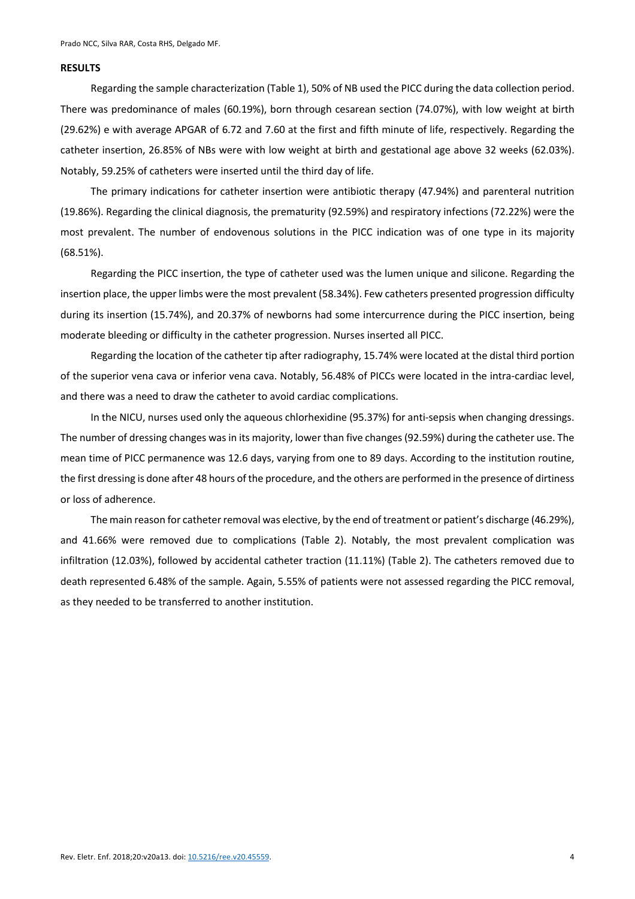## RESULTS

Regarding the sample characterization (Table 1), 50% of NB used the PICC during the data collection period. There was predominance of males (60.19%), born through cesarean section (74.07%), with low weight at birth (29.62%) e with average APGAR of 6.72 and 7.60 at the first and fifth minute of life, respectively. Regarding the catheter insertion, 26.85% of NBs were with low weight at birth and gestational age above 32 weeks (62.03%). Notably, 59.25% of catheters were inserted until the third day of life.

The primary indications for catheter insertion were antibiotic therapy (47.94%) and parenteral nutrition (19.86%). Regarding the clinical diagnosis, the prematurity (92.59%) and respiratory infections (72.22%) were the most prevalent. The number of endovenous solutions in the PICC indication was of one type in its majority (68.51%).

Regarding the PICC insertion, the type of catheter used was the lumen unique and silicone. Regarding the insertion place, the upper limbs were the most prevalent (58.34%). Few catheters presented progression difficulty during its insertion (15.74%), and 20.37% of newborns had some intercurrence during the PICC insertion, being moderate bleeding or difficulty in the catheter progression. Nurses inserted all PICC.

Regarding the location of the catheter tip after radiography, 15.74% were located at the distal third portion of the superior vena cava or inferior vena cava. Notably, 56.48% of PICCs were located in the intra-cardiac level, and there was a need to draw the catheter to avoid cardiac complications.

In the NICU, nurses used only the aqueous chlorhexidine (95.37%) for anti-sepsis when changing dressings. The number of dressing changes was in its majority, lower than five changes (92.59%) during the catheter use. The mean time of PICC permanence was 12.6 days, varying from one to 89 days. According to the institution routine, the first dressing is done after 48 hours of the procedure, and the others are performed in the presence of dirtiness or loss of adherence.

The main reason for catheter removal was elective, by the end of treatment or patient's discharge (46.29%), and 41.66% were removed due to complications (Table 2). Notably, the most prevalent complication was infiltration (12.03%), followed by accidental catheter traction (11.11%) (Table 2). The catheters removed due to death represented 6.48% of the sample. Again, 5.55% of patients were not assessed regarding the PICC removal, as they needed to be transferred to another institution.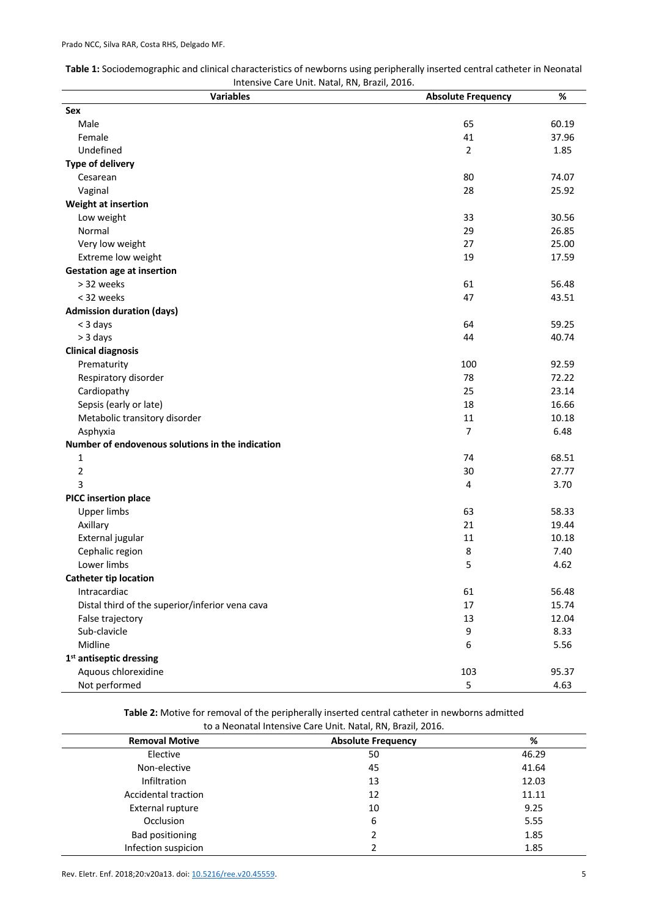**Table 1:** Sociodemographic and clinical characteristics of newborns using peripherally inserted central catheter in Neonatal Intensive Care Unit. Natal, RN, Brazil, 2016.

| Variables | Absolute Frequency | % |
|---|---|---|
| **Sex** | | |
| Male | 65 | 60.19 |
| Female | 41 | 37.96 |
| Undefined | 2 | 1.85 |
| **Type of delivery** | | |
| Cesarean | 80 | 74.07 |
| Vaginal | 28 | 25.92 |
| **Weight at insertion** | | |
| Low weight | 33 | 30.56 |
| Normal | 29 | 26.85 |
| Very low weight | 27 | 25.00 |
| Extreme low weight | 19 | 17.59 |
| **Gestation age at insertion** | | |
| > 32 weeks | 61 | 56.48 |
| < 32 weeks | 47 | 43.51 |
| **Admission duration (days)** | | |
| < 3 days | 64 | 59.25 |
| > 3 days | 44 | 40.74 |
| **Clinical diagnosis** | | |
| Prematurity | 100 | 92.59 |
| Respiratory disorder | 78 | 72.22 |
| Cardiopathy | 25 | 23.14 |
| Sepsis (early or late) | 18 | 16.66 |
| Metabolic transitory disorder | 11 | 10.18 |
| Asphyxia | 7 | 6.48 |
| **Number of endovenous solutions in the indication** | | |
| 1 | 74 | 68.51 |
| 2 | 30 | 27.77 |
| 3 | 4 | 3.70 |
| **PICC insertion place** | | |
| Upper limbs | 63 | 58.33 |
| Axillary | 21 | 19.44 |
| External jugular | 11 | 10.18 |
| Cephalic region | 8 | 7.40 |
| Lower limbs | 5 | 4.62 |
| **Catheter tip location** | | |
| Intracardiac | 61 | 56.48 |
| Distal third of the superior/inferior vena cava | 17 | 15.74 |
| False trajectory | 13 | 12.04 |
| Sub-clavicle | 9 | 8.33 |
| Midline | 6 | 5.56 |
| **1st antiseptic dressing** | | |
| Aquous chlorexidine | 103 | 95.37 |
| Not performed | 5 | 4.63 |

**Table 2:** Motive for removal of the peripherally inserted central catheter in newborns admitted to a Neonatal Intensive Care Unit. Natal, RN, Brazil, 2016.

| Removal Motive | Absolute Frequency | % |
|---|---|---|
| Elective | 50 | 46.29 |
| Non-elective | 45 | 41.64 |
| Infiltration | 13 | 12.03 |
| Accidental traction | 12 | 11.11 |
| External rupture | 10 | 9.25 |
| Occlusion | 6 | 5.55 |
| Bad positioning | 2 | 1.85 |
| Infection suspicion | 2 | 1.85 |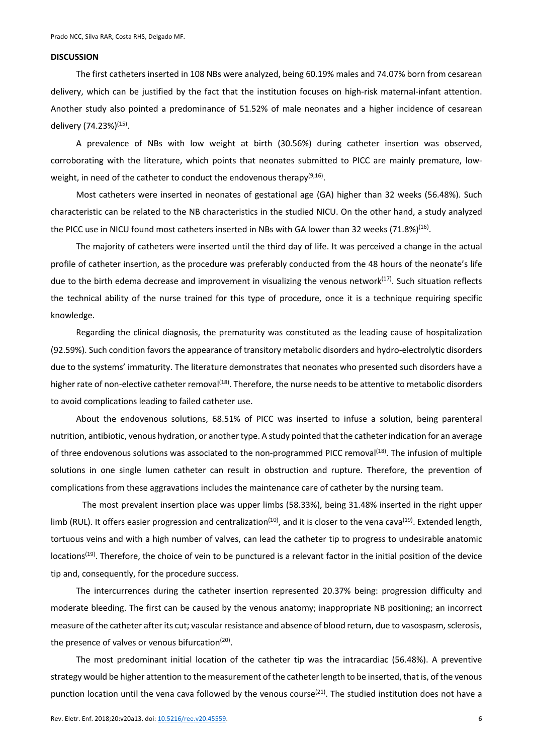## DISCUSSION

The first catheters inserted in 108 NBs were analyzed, being 60.19% males and 74.07% born from cesarean delivery, which can be justified by the fact that the institution focuses on high-risk maternal-infant attention. Another study also pointed a predominance of 51.52% of male neonates and a higher incidence of cesarean delivery (74.23%)[15].

A prevalence of NBs with low weight at birth (30.56%) during catheter insertion was observed, corroborating with the literature, which points that neonates submitted to PICC are mainly premature, low-weight, in need of the catheter to conduct the endovenous therapy[9,16].

Most catheters were inserted in neonates of gestational age (GA) higher than 32 weeks (56.48%). Such characteristic can be related to the NB characteristics in the studied NICU. On the other hand, a study analyzed the PICC use in NICU found most catheters inserted in NBs with GA lower than 32 weeks (71.8%)[16].

The majority of catheters were inserted until the third day of life. It was perceived a change in the actual profile of catheter insertion, as the procedure was preferably conducted from the 48 hours of the neonate's life due to the birth edema decrease and improvement in visualizing the venous network[17]. Such situation reflects the technical ability of the nurse trained for this type of procedure, once it is a technique requiring specific knowledge.

Regarding the clinical diagnosis, the prematurity was constituted as the leading cause of hospitalization (92.59%). Such condition favors the appearance of transitory metabolic disorders and hydro-electrolytic disorders due to the systems' immaturity. The literature demonstrates that neonates who presented such disorders have a higher rate of non-elective catheter removal[18]. Therefore, the nurse needs to be attentive to metabolic disorders to avoid complications leading to failed catheter use.

About the endovenous solutions, 68.51% of PICC was inserted to infuse a solution, being parenteral nutrition, antibiotic, venous hydration, or another type. A study pointed that the catheter indication for an average of three endovenous solutions was associated to the non-programmed PICC removal[18]. The infusion of multiple solutions in one single lumen catheter can result in obstruction and rupture. Therefore, the prevention of complications from these aggravations includes the maintenance care of catheter by the nursing team.

The most prevalent insertion place was upper limbs (58.33%), being 31.48% inserted in the right upper limb (RUL). It offers easier progression and centralization[10], and it is closer to the vena cava[19]. Extended length, tortuous veins and with a high number of valves, can lead the catheter tip to progress to undesirable anatomic locations[19]. Therefore, the choice of vein to be punctured is a relevant factor in the initial position of the device tip and, consequently, for the procedure success.

The intercurrences during the catheter insertion represented 20.37% being: progression difficulty and moderate bleeding. The first can be caused by the venous anatomy; inappropriate NB positioning; an incorrect measure of the catheter after its cut; vascular resistance and absence of blood return, due to vasospasm, sclerosis, the presence of valves or venous bifurcation[20].

The most predominant initial location of the catheter tip was the intracardiac (56.48%). A preventive strategy would be higher attention to the measurement of the catheter length to be inserted, that is, of the venous punction location until the vena cava followed by the venous course[21]. The studied institution does not have a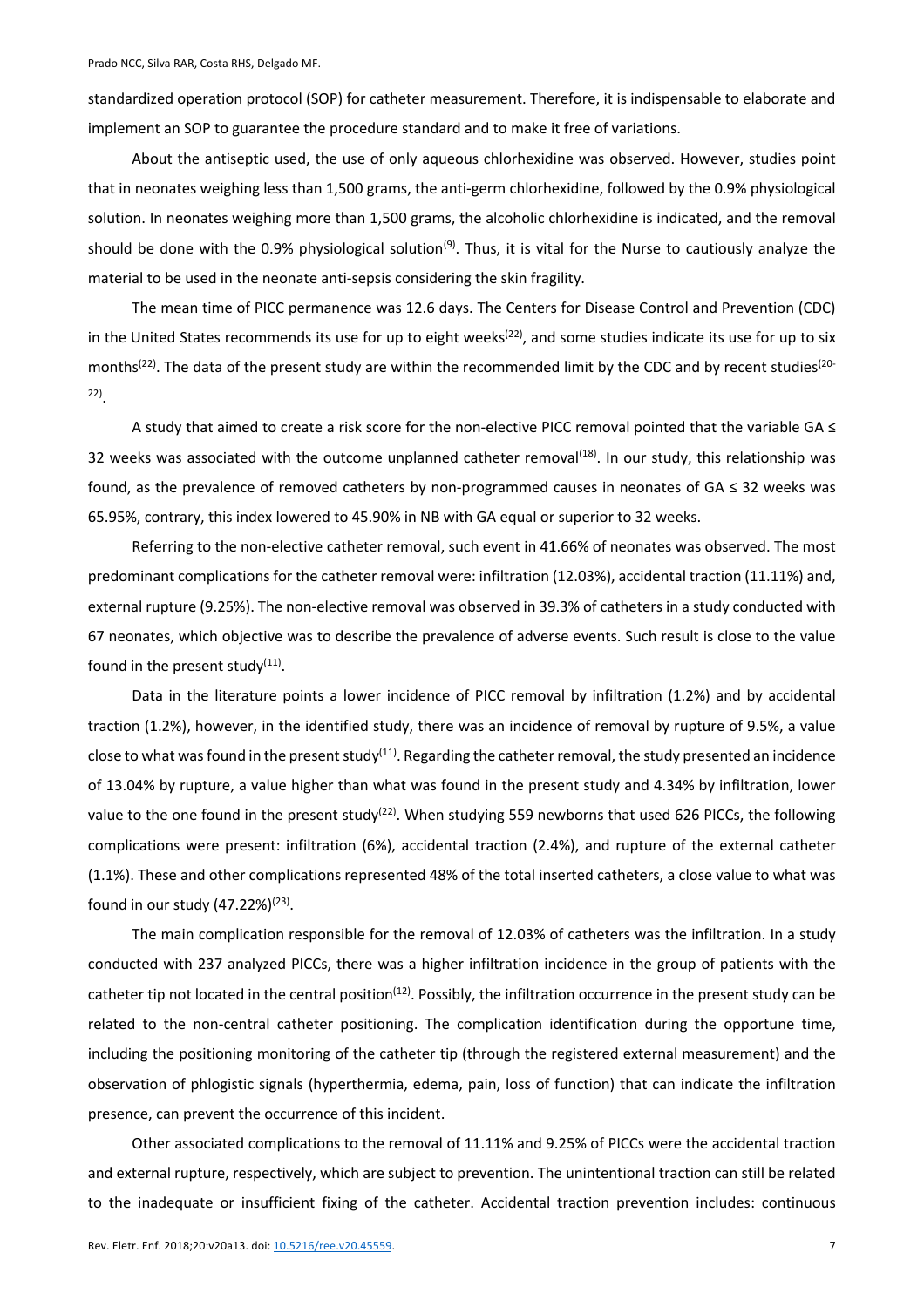standardized operation protocol (SOP) for catheter measurement. Therefore, it is indispensable to elaborate and implement an SOP to guarantee the procedure standard and to make it free of variations.

About the antiseptic used, the use of only aqueous chlorhexidine was observed. However, studies point that in neonates weighing less than 1,500 grams, the anti-germ chlorhexidine, followed by the 0.9% physiological solution. In neonates weighing more than 1,500 grams, the alcoholic chlorhexidine is indicated, and the removal should be done with the 0.9% physiological solution[9]. Thus, it is vital for the Nurse to cautiously analyze the material to be used in the neonate anti-sepsis considering the skin fragility.

The mean time of PICC permanence was 12.6 days. The Centers for Disease Control and Prevention (CDC) in the United States recommends its use for up to eight weeks[22], and some studies indicate its use for up to six months[22]. The data of the present study are within the recommended limit by the CDC and by recent studies[20-22].

A study that aimed to create a risk score for the non-elective PICC removal pointed that the variable GA ≤ 32 weeks was associated with the outcome unplanned catheter removal[18]. In our study, this relationship was found, as the prevalence of removed catheters by non-programmed causes in neonates of GA ≤ 32 weeks was 65.95%, contrary, this index lowered to 45.90% in NB with GA equal or superior to 32 weeks.

Referring to the non-elective catheter removal, such event in 41.66% of neonates was observed. The most predominant complications for the catheter removal were: infiltration (12.03%), accidental traction (11.11%) and, external rupture (9.25%). The non-elective removal was observed in 39.3% of catheters in a study conducted with 67 neonates, which objective was to describe the prevalence of adverse events. Such result is close to the value found in the present study[11].

Data in the literature points a lower incidence of PICC removal by infiltration (1.2%) and by accidental traction (1.2%), however, in the identified study, there was an incidence of removal by rupture of 9.5%, a value close to what was found in the present study[11]. Regarding the catheter removal, the study presented an incidence of 13.04% by rupture, a value higher than what was found in the present study and 4.34% by infiltration, lower value to the one found in the present study[22]. When studying 559 newborns that used 626 PICCs, the following complications were present: infiltration (6%), accidental traction (2.4%), and rupture of the external catheter (1.1%). These and other complications represented 48% of the total inserted catheters, a close value to what was found in our study (47.22%)[23].

The main complication responsible for the removal of 12.03% of catheters was the infiltration. In a study conducted with 237 analyzed PICCs, there was a higher infiltration incidence in the group of patients with the catheter tip not located in the central position[12]. Possibly, the infiltration occurrence in the present study can be related to the non-central catheter positioning. The complication identification during the opportune time, including the positioning monitoring of the catheter tip (through the registered external measurement) and the observation of phlogistic signals (hyperthermia, edema, pain, loss of function) that can indicate the infiltration presence, can prevent the occurrence of this incident.

Other associated complications to the removal of 11.11% and 9.25% of PICCs were the accidental traction and external rupture, respectively, which are subject to prevention. The unintentional traction can still be related to the inadequate or insufficient fixing of the catheter. Accidental traction prevention includes: continuous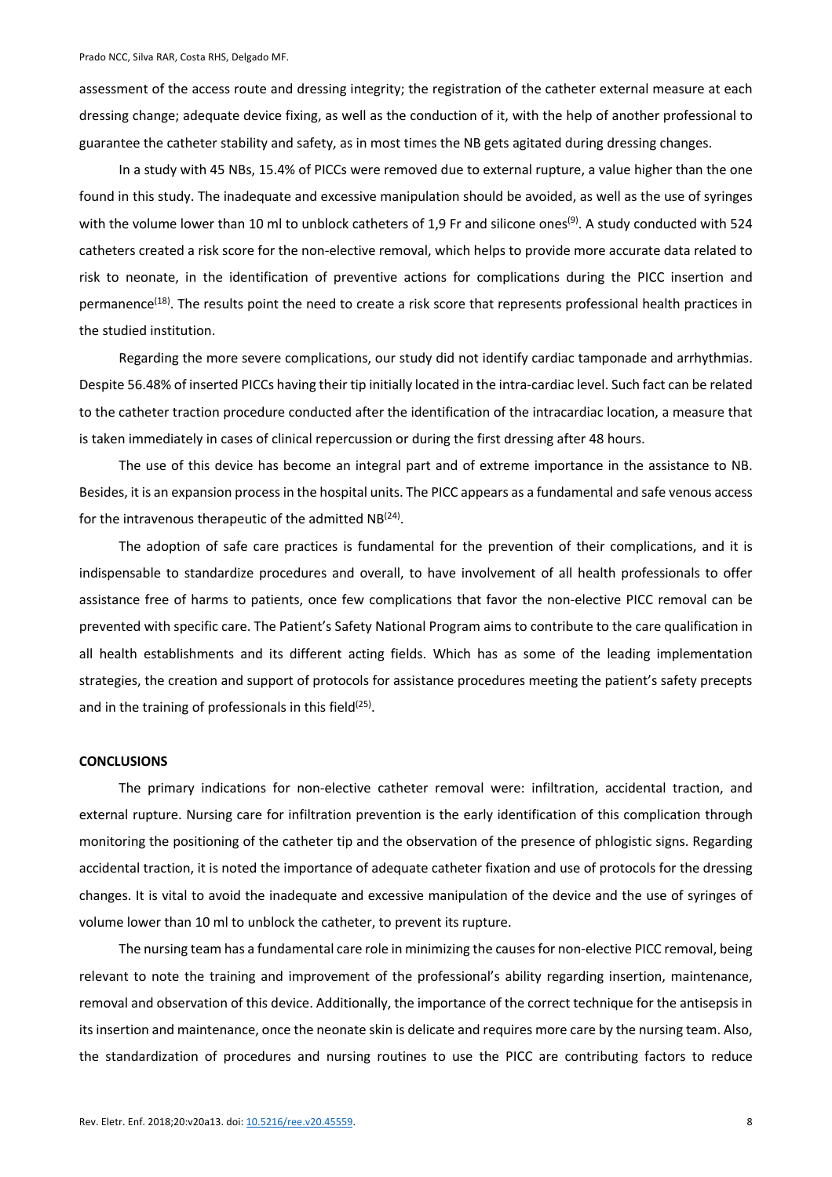assessment of the access route and dressing integrity; the registration of the catheter external measure at each dressing change; adequate device fixing, as well as the conduction of it, with the help of another professional to guarantee the catheter stability and safety, as in most times the NB gets agitated during dressing changes.

In a study with 45 NBs, 15.4% of PICCs were removed due to external rupture, a value higher than the one found in this study. The inadequate and excessive manipulation should be avoided, as well as the use of syringes with the volume lower than 10 ml to unblock catheters of 1,9 Fr and silicone ones[9]. A study conducted with 524 catheters created a risk score for the non-elective removal, which helps to provide more accurate data related to risk to neonate, in the identification of preventive actions for complications during the PICC insertion and permanence[18]. The results point the need to create a risk score that represents professional health practices in the studied institution.

Regarding the more severe complications, our study did not identify cardiac tamponade and arrhythmias. Despite 56.48% of inserted PICCs having their tip initially located in the intra-cardiac level. Such fact can be related to the catheter traction procedure conducted after the identification of the intracardiac location, a measure that is taken immediately in cases of clinical repercussion or during the first dressing after 48 hours.

The use of this device has become an integral part and of extreme importance in the assistance to NB. Besides, it is an expansion process in the hospital units. The PICC appears as a fundamental and safe venous access for the intravenous therapeutic of the admitted NB[24].

The adoption of safe care practices is fundamental for the prevention of their complications, and it is indispensable to standardize procedures and overall, to have involvement of all health professionals to offer assistance free of harms to patients, once few complications that favor the non-elective PICC removal can be prevented with specific care. The Patient's Safety National Program aims to contribute to the care qualification in all health establishments and its different acting fields. Which has as some of the leading implementation strategies, the creation and support of protocols for assistance procedures meeting the patient's safety precepts and in the training of professionals in this field[25].

## CONCLUSIONS

The primary indications for non-elective catheter removal were: infiltration, accidental traction, and external rupture. Nursing care for infiltration prevention is the early identification of this complication through monitoring the positioning of the catheter tip and the observation of the presence of phlogistic signs. Regarding accidental traction, it is noted the importance of adequate catheter fixation and use of protocols for the dressing changes. It is vital to avoid the inadequate and excessive manipulation of the device and the use of syringes of volume lower than 10 ml to unblock the catheter, to prevent its rupture.

The nursing team has a fundamental care role in minimizing the causes for non-elective PICC removal, being relevant to note the training and improvement of the professional's ability regarding insertion, maintenance, removal and observation of this device. Additionally, the importance of the correct technique for the antisepsis in its insertion and maintenance, once the neonate skin is delicate and requires more care by the nursing team. Also, the standardization of procedures and nursing routines to use the PICC are contributing factors to reduce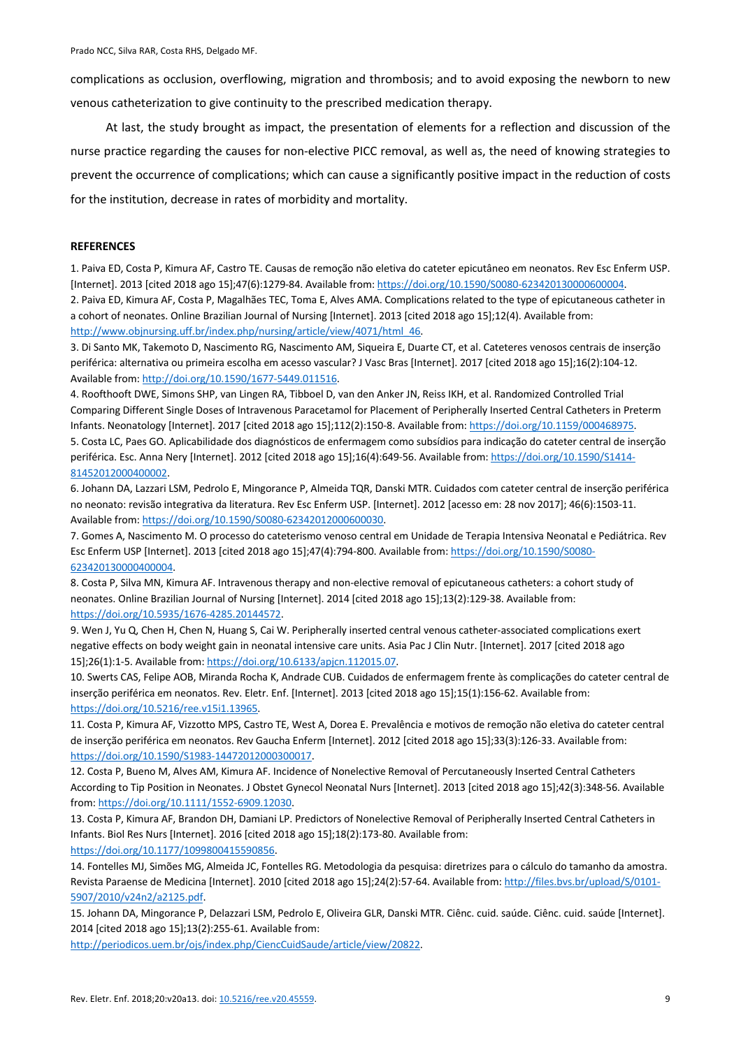complications as occlusion, overflowing, migration and thrombosis; and to avoid exposing the newborn to new venous catheterization to give continuity to the prescribed medication therapy.

At last, the study brought as impact, the presentation of elements for a reflection and discussion of the nurse practice regarding the causes for non-elective PICC removal, as well as, the need of knowing strategies to prevent the occurrence of complications; which can cause a significantly positive impact in the reduction of costs for the institution, decrease in rates of morbidity and mortality.

**REFERENCES**

1. Paiva ED, Costa P, Kimura AF, Castro TE. Causas de remoção não eletiva do cateter epicutâneo em neonatos. Rev Esc Enferm USP. [Internet]. 2013 [cited 2018 ago 15];47(6):1279-84. Available from: https://doi.org/10.1590/S0080-623420130000600004.
2. Paiva ED, Kimura AF, Costa P, Magalhães TEC, Toma E, Alves AMA. Complications related to the type of epicutaneous catheter in a cohort of neonates. Online Brazilian Journal of Nursing [Internet]. 2013 [cited 2018 ago 15];12(4). Available from: http://www.objnursing.uff.br/index.php/nursing/article/view/4071/html_46.
3. Di Santo MK, Takemoto D, Nascimento RG, Nascimento AM, Siqueira E, Duarte CT, et al. Cateteres venosos centrais de inserção periférica: alternativa ou primeira escolha em acesso vascular? J Vasc Bras [Internet]. 2017 [cited 2018 ago 15];16(2):104-12. Available from: http://doi.org/10.1590/1677-5449.011516.
4. Roofthooft DWE, Simons SHP, van Lingen RA, Tibboel D, van den Anker JN, Reiss IKH, et al. Randomized Controlled Trial Comparing Different Single Doses of Intravenous Paracetamol for Placement of Peripherally Inserted Central Catheters in Preterm Infants. Neonatology [Internet]. 2017 [cited 2018 ago 15];112(2):150-8. Available from: https://doi.org/10.1159/000468975.
5. Costa LC, Paes GO. Aplicabilidade dos diagnósticos de enfermagem como subsídios para indicação do cateter central de inserção periférica. Esc. Anna Nery [Internet]. 2012 [cited 2018 ago 15];16(4):649-56. Available from: https://doi.org/10.1590/S1414-81452012000400002.
6. Johann DA, Lazzari LSM, Pedrolo E, Mingorance P, Almeida TQR, Danski MTR. Cuidados com cateter central de inserção periférica no neonato: revisão integrativa da literatura. Rev Esc Enferm USP. [Internet]. 2012 [acesso em: 28 nov 2017]; 46(6):1503-11. Available from: https://doi.org/10.1590/S0080-62342012000600030.
7. Gomes A, Nascimento M. O processo do cateterismo venoso central em Unidade de Terapia Intensiva Neonatal e Pediátrica. Rev Esc Enferm USP [Internet]. 2013 [cited 2018 ago 15];47(4):794-800. Available from: https://doi.org/10.1590/S0080-623420130000400004.
8. Costa P, Silva MN, Kimura AF. Intravenous therapy and non-elective removal of epicutaneous catheters: a cohort study of neonates. Online Brazilian Journal of Nursing [Internet]. 2014 [cited 2018 ago 15];13(2):129-38. Available from: https://doi.org/10.5935/1676-4285.20144572.
9. Wen J, Yu Q, Chen H, Chen N, Huang S, Cai W. Peripherally inserted central venous catheter-associated complications exert negative effects on body weight gain in neonatal intensive care units. Asia Pac J Clin Nutr. [Internet]. 2017 [cited 2018 ago 15];26(1):1-5. Available from: https://doi.org/10.6133/apjcn.112015.07.
10. Swerts CAS, Felipe AOB, Miranda Rocha K, Andrade CUB. Cuidados de enfermagem frente às complicações do cateter central de inserção periférica em neonatos. Rev. Eletr. Enf. [Internet]. 2013 [cited 2018 ago 15];15(1):156-62. Available from: https://doi.org/10.5216/ree.v15i1.13965.
11. Costa P, Kimura AF, Vizzotto MPS, Castro TE, West A, Dorea E. Prevalência e motivos de remoção não eletiva do cateter central de inserção periférica em neonatos. Rev Gaucha Enferm [Internet]. 2012 [cited 2018 ago 15];33(3):126-33. Available from: https://doi.org/10.1590/S1983-14472012000300017.
12. Costa P, Bueno M, Alves AM, Kimura AF. Incidence of Nonelective Removal of Percutaneously Inserted Central Catheters According to Tip Position in Neonates. J Obstet Gynecol Neonatal Nurs [Internet]. 2013 [cited 2018 ago 15];42(3):348-56. Available from: https://doi.org/10.1111/1552-6909.12030.
13. Costa P, Kimura AF, Brandon DH, Damiani LP. Predictors of Nonelective Removal of Peripherally Inserted Central Catheters in Infants. Biol Res Nurs [Internet]. 2016 [cited 2018 ago 15];18(2):173-80. Available from: https://doi.org/10.1177/1099800415590856.
14. Fontelles MJ, Simões MG, Almeida JC, Fontelles RG. Metodologia da pesquisa: diretrizes para o cálculo do tamanho da amostra. Revista Paraense de Medicina [Internet]. 2010 [cited 2018 ago 15];24(2):57-64. Available from: http://files.bvs.br/upload/S/0101-5907/2010/v24n2/a2125.pdf.
15. Johann DA, Mingorance P, Delazzari LSM, Pedrolo E, Oliveira GLR, Danski MTR. Ciênc. cuid. saúde. Ciênc. cuid. saúde [Internet]. 2014 [cited 2018 ago 15];13(2):255-61. Available from: http://periodicos.uem.br/ojs/index.php/CiencCuidSaude/article/view/20822.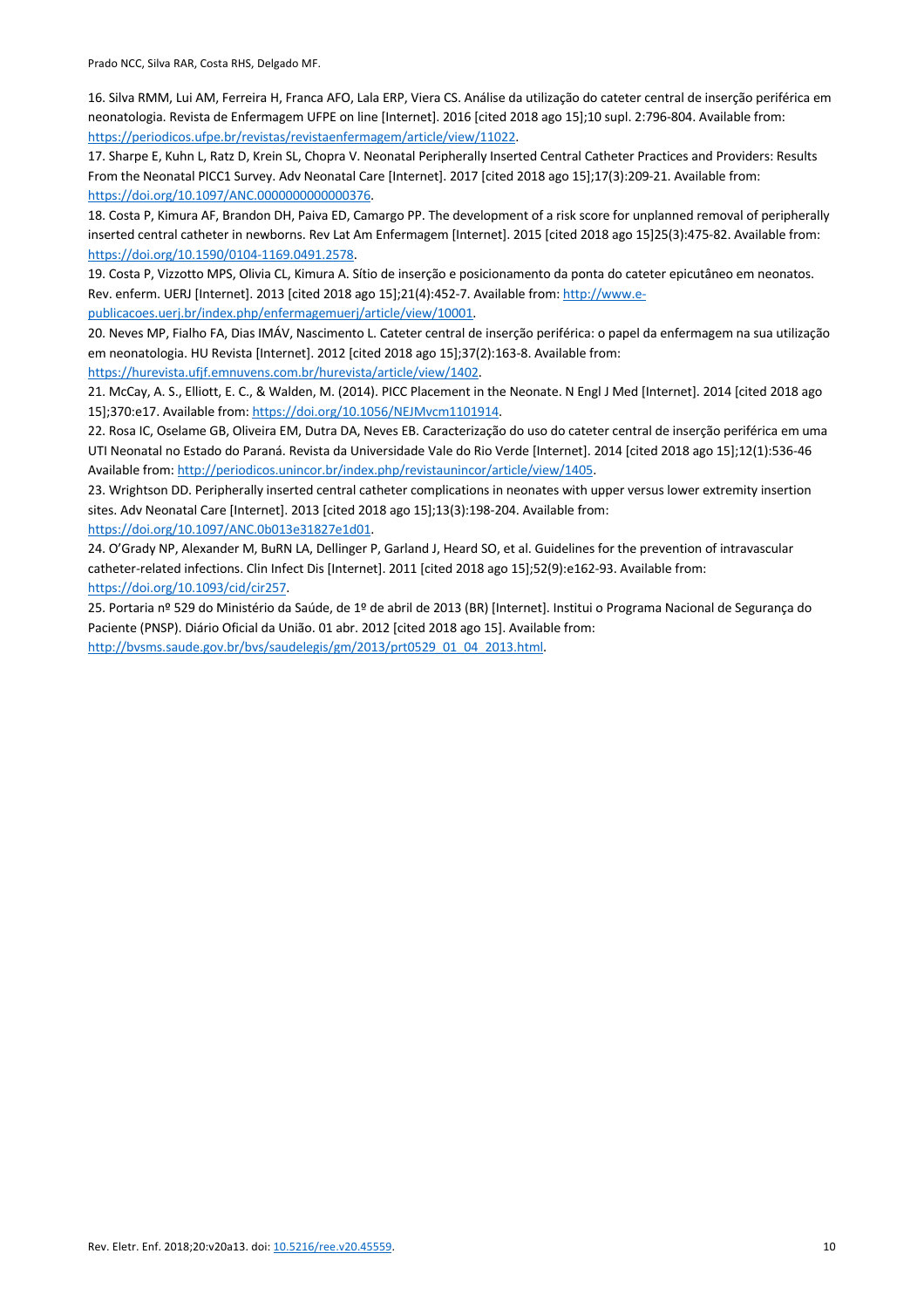16. Silva RMM, Lui AM, Ferreira H, Franca AFO, Lala ERP, Viera CS. Análise da utilização do cateter central de inserção periférica em neonatologia. Revista de Enfermagem UFPE on line [Internet]. 2016 [cited 2018 ago 15];10 supl. 2:796-804. Available from: https://periodicos.ufpe.br/revistas/revistaenfermagem/article/view/11022.

17. Sharpe E, Kuhn L, Ratz D, Krein SL, Chopra V. Neonatal Peripherally Inserted Central Catheter Practices and Providers: Results From the Neonatal PICC1 Survey. Adv Neonatal Care [Internet]. 2017 [cited 2018 ago 15];17(3):209-21. Available from: https://doi.org/10.1097/ANC.0000000000000376.

18. Costa P, Kimura AF, Brandon DH, Paiva ED, Camargo PP. The development of a risk score for unplanned removal of peripherally inserted central catheter in newborns. Rev Lat Am Enfermagem [Internet]. 2015 [cited 2018 ago 15]25(3):475-82. Available from: https://doi.org/10.1590/0104-1169.0491.2578.

19. Costa P, Vizzotto MPS, Olivia CL, Kimura A. Sítio de inserção e posicionamento da ponta do cateter epicutâneo em neonatos. Rev. enferm. UERJ [Internet]. 2013 [cited 2018 ago 15];21(4):452-7. Available from: http://www.e-publicacoes.uerj.br/index.php/enfermagemuerj/article/view/10001.

20. Neves MP, Fialho FA, Dias IMÁV, Nascimento L. Cateter central de inserção periférica: o papel da enfermagem na sua utilização em neonatologia. HU Revista [Internet]. 2012 [cited 2018 ago 15];37(2):163-8. Available from: https://hurevista.ufjf.emnuvens.com.br/hurevista/article/view/1402.

21. McCay, A. S., Elliott, E. C., & Walden, M. (2014). PICC Placement in the Neonate. N Engl J Med [Internet]. 2014 [cited 2018 ago 15];370:e17. Available from: https://doi.org/10.1056/NEJMvcm1101914.

22. Rosa IC, Oselame GB, Oliveira EM, Dutra DA, Neves EB. Caracterização do uso do cateter central de inserção periférica em uma UTI Neonatal no Estado do Paraná. Revista da Universidade Vale do Rio Verde [Internet]. 2014 [cited 2018 ago 15];12(1):536-46 Available from: http://periodicos.unincor.br/index.php/revistaunincor/article/view/1405.

23. Wrightson DD. Peripherally inserted central catheter complications in neonates with upper versus lower extremity insertion sites. Adv Neonatal Care [Internet]. 2013 [cited 2018 ago 15];13(3):198-204. Available from: https://doi.org/10.1097/ANC.0b013e31827e1d01.

24. O'Grady NP, Alexander M, BuRN LA, Dellinger P, Garland J, Heard SO, et al. Guidelines for the prevention of intravascular catheter-related infections. Clin Infect Dis [Internet]. 2011 [cited 2018 ago 15];52(9):e162-93. Available from: https://doi.org/10.1093/cid/cir257.

25. Portaria nº 529 do Ministério da Saúde, de 1º de abril de 2013 (BR) [Internet]. Institui o Programa Nacional de Segurança do Paciente (PNSP). Diário Oficial da União. 01 abr. 2012 [cited 2018 ago 15]. Available from: http://bvsms.saude.gov.br/bvs/saudelegis/gm/2013/prt0529_01_04_2013.html.